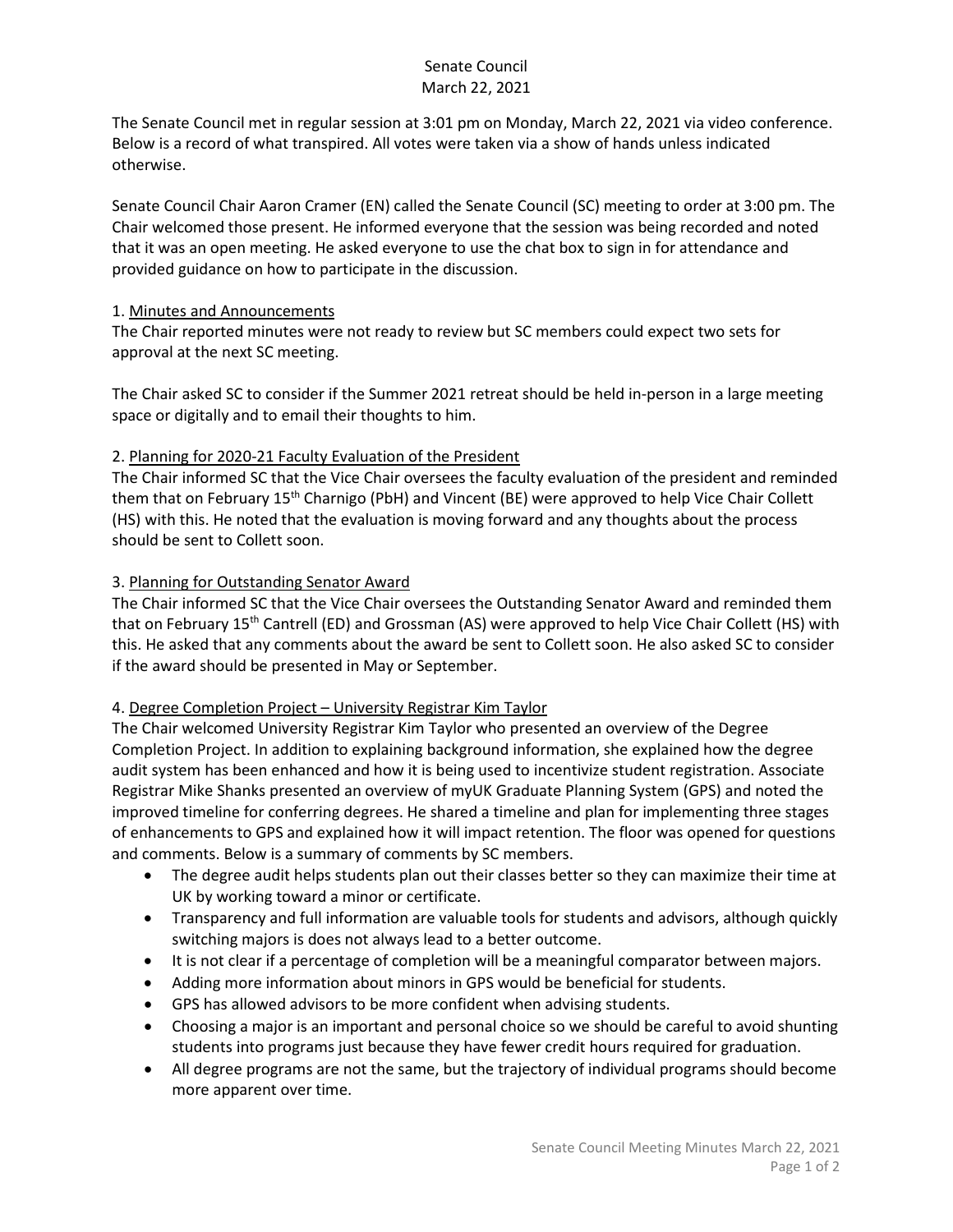# Senate Council
March 22, 2021

The Senate Council met in regular session at 3:01 pm on Monday, March 22, 2021 via video conference. Below is a record of what transpired. All votes were taken via a show of hands unless indicated otherwise.

Senate Council Chair Aaron Cramer (EN) called the Senate Council (SC) meeting to order at 3:00 pm. The Chair welcomed those present. He informed everyone that the session was being recorded and noted that it was an open meeting. He asked everyone to use the chat box to sign in for attendance and provided guidance on how to participate in the discussion.

## 1. Minutes and Announcements

The Chair reported minutes were not ready to review but SC members could expect two sets for approval at the next SC meeting.

The Chair asked SC to consider if the Summer 2021 retreat should be held in-person in a large meeting space or digitally and to email their thoughts to him.

## 2. Planning for 2020-21 Faculty Evaluation of the President

The Chair informed SC that the Vice Chair oversees the faculty evaluation of the president and reminded them that on February 15th Charnigo (PbH) and Vincent (BE) were approved to help Vice Chair Collett (HS) with this. He noted that the evaluation is moving forward and any thoughts about the process should be sent to Collett soon.

## 3. Planning for Outstanding Senator Award

The Chair informed SC that the Vice Chair oversees the Outstanding Senator Award and reminded them that on February 15th Cantrell (ED) and Grossman (AS) were approved to help Vice Chair Collett (HS) with this. He asked that any comments about the award be sent to Collett soon. He also asked SC to consider if the award should be presented in May or September.

## 4. Degree Completion Project – University Registrar Kim Taylor

The Chair welcomed University Registrar Kim Taylor who presented an overview of the Degree Completion Project. In addition to explaining background information, she explained how the degree audit system has been enhanced and how it is being used to incentivize student registration. Associate Registrar Mike Shanks presented an overview of myUK Graduate Planning System (GPS) and noted the improved timeline for conferring degrees. He shared a timeline and plan for implementing three stages of enhancements to GPS and explained how it will impact retention. The floor was opened for questions and comments. Below is a summary of comments by SC members.

- The degree audit helps students plan out their classes better so they can maximize their time at UK by working toward a minor or certificate.
- Transparency and full information are valuable tools for students and advisors, although quickly switching majors is does not always lead to a better outcome.
- It is not clear if a percentage of completion will be a meaningful comparator between majors.
- Adding more information about minors in GPS would be beneficial for students.
- GPS has allowed advisors to be more confident when advising students.
- Choosing a major is an important and personal choice so we should be careful to avoid shunting students into programs just because they have fewer credit hours required for graduation.
- All degree programs are not the same, but the trajectory of individual programs should become more apparent over time.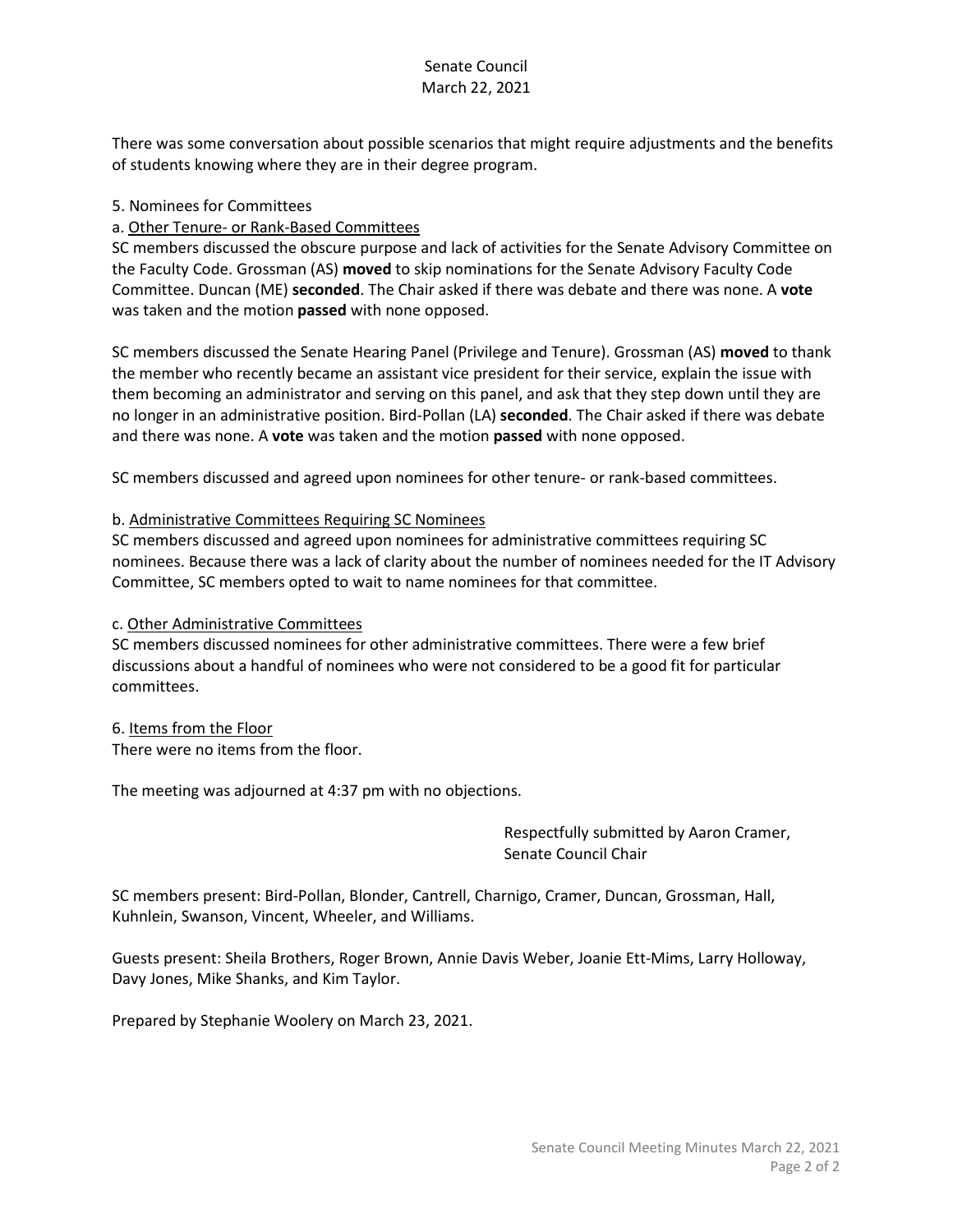There was some conversation about possible scenarios that might require adjustments and the benefits of students knowing where they are in their degree program.

5. Nominees for Committees

a. Other Tenure- or Rank-Based Committees

SC members discussed the obscure purpose and lack of activities for the Senate Advisory Committee on the Faculty Code. Grossman (AS) **moved** to skip nominations for the Senate Advisory Faculty Code Committee. Duncan (ME) **seconded**. The Chair asked if there was debate and there was none. A **vote** was taken and the motion **passed** with none opposed.

SC members discussed the Senate Hearing Panel (Privilege and Tenure). Grossman (AS) **moved** to thank the member who recently became an assistant vice president for their service, explain the issue with them becoming an administrator and serving on this panel, and ask that they step down until they are no longer in an administrative position. Bird-Pollan (LA) **seconded**. The Chair asked if there was debate and there was none. A **vote** was taken and the motion **passed** with none opposed.

SC members discussed and agreed upon nominees for other tenure- or rank-based committees.

b. Administrative Committees Requiring SC Nominees

SC members discussed and agreed upon nominees for administrative committees requiring SC nominees. Because there was a lack of clarity about the number of nominees needed for the IT Advisory Committee, SC members opted to wait to name nominees for that committee.

c. Other Administrative Committees

SC members discussed nominees for other administrative committees. There were a few brief discussions about a handful of nominees who were not considered to be a good fit for particular committees.

6. Items from the Floor

There were no items from the floor.

The meeting was adjourned at 4:37 pm with no objections.

Respectfully submitted by Aaron Cramer,
Senate Council Chair

SC members present: Bird-Pollan, Blonder, Cantrell, Charnigo, Cramer, Duncan, Grossman, Hall, Kuhnlein, Swanson, Vincent, Wheeler, and Williams.

Guests present: Sheila Brothers, Roger Brown, Annie Davis Weber, Joanie Ett-Mims, Larry Holloway, Davy Jones, Mike Shanks, and Kim Taylor.

Prepared by Stephanie Woolery on March 23, 2021.